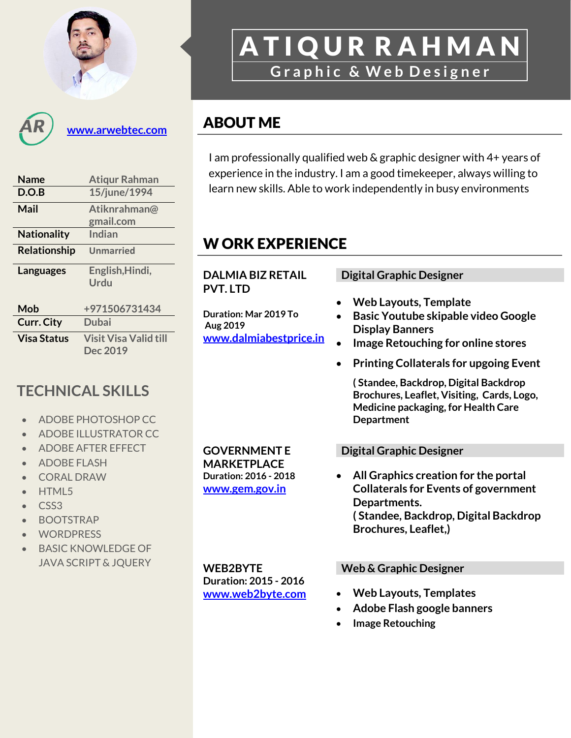# ATIQUR RAHMAN

## Graphic & Web Designer

AR www.arwebtec.com

| Name | Atiqur Rahman |
|---|---|
| D.O.B | 15/june/1994 |
| Mail | Atiknrahman@gmail.com |
| Nationality | Indian |
| Relationship | Unmarried |
| Languages | English,Hindi, Urdu |
| Mob | +971506731434 |
| Curr. City | Dubai |
| Visa Status | Visit Visa Valid till Dec 2019 |

## TECHNICAL SKILLS

- ADOBE PHOTOSHOP CC
- ADOBE ILLUSTRATOR CC
- ADOBE AFTER EFFECT
- ADOBE FLASH
- CORAL DRAW
- HTML5
- CSS3
- BOOTSTRAP
- WORDPRESS
- BASIC KNOWLEDGE OF JAVA SCRIPT & JQUERY

## ABOUT ME

I am professionally qualified web & graphic designer with 4+ years of experience in the industry. I am a good timekeeper, always willing to learn new skills. Able to work independently in busy environments

## WORK EXPERIENCE

**DALMIA BIZ RETAIL PVT. LTD**

**Duration: Mar 2019 To Aug 2019**

www.dalmiabestprice.in

**Digital Graphic Designer**

- **Web Layouts, Template**
- **Basic Youtube skipable video Google Display Banners**
- **Image Retouching for online stores**
- **Printing Collaterals for upgoing Event**

  **( Standee, Backdrop, Digital Backdrop Brochures, Leaflet, Visiting, Cards, Logo, Medicine packaging, for Health Care Department**

**GOVERNMENT E MARKETPLACE**

**Duration: 2016 - 2018**

www.gem.gov.in

**Digital Graphic Designer**

- **All Graphics creation for the portal Collaterals for Events of government Departments.**
  **( Standee, Backdrop, Digital Backdrop Brochures, Leaflet,)**

**WEB2BYTE**

**Duration: 2015 - 2016**

www.web2byte.com

**Web & Graphic Designer**

- **Web Layouts, Templates**
- **Adobe Flash google banners**
- **Image Retouching**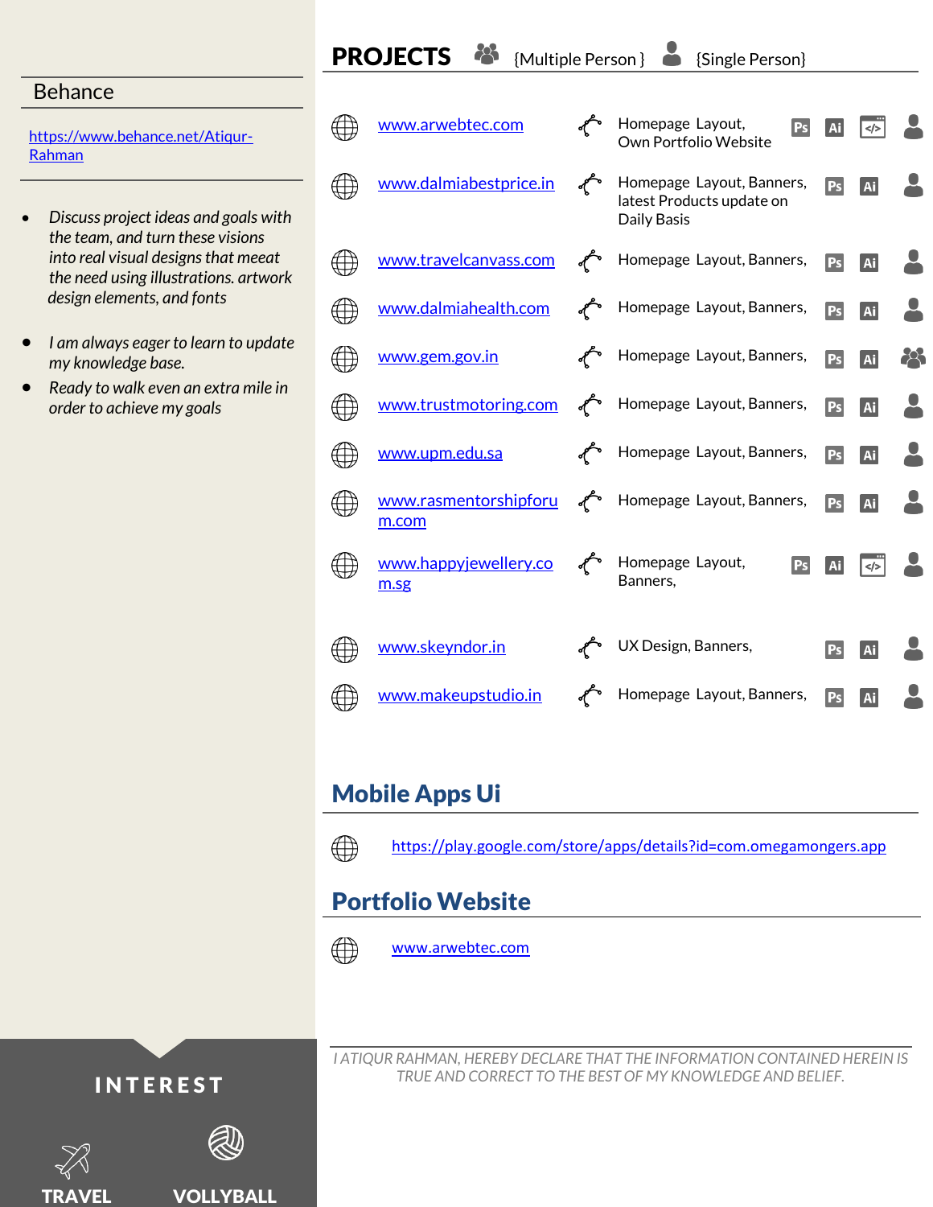## Behance

https://www.behance.net/Atiqur-Rahman

- *Discuss project ideas and goals with the team, and turn these visions into real visual designs that meeat the need using illustrations. artwork design elements, and fonts*
- *I am always eager to learn to update my knowledge base.*
- *Ready to walk even an extra mile in order to achieve my goals*

## INTEREST

TRAVEL

VOLLYBALL

## PROJECTS {Multiple Person } {Single Person}

| Website | Work | Tools | Team |
|---|---|---|---|
| www.arwebtec.com | Homepage Layout, Own Portfolio Website | Ps, Ai, </> | Single Person |
| www.dalmiabestprice.in | Homepage Layout, Banners, latest Products update on Daily Basis | Ps, Ai | Single Person |
| www.travelcanvass.com | Homepage Layout, Banners, | Ps, Ai | Single Person |
| www.dalmiahealth.com | Homepage Layout, Banners, | Ps, Ai | Single Person |
| www.gem.gov.in | Homepage Layout, Banners, | Ps, Ai | Multiple Person |
| www.trustmotoring.com | Homepage Layout, Banners, | Ps, Ai | Single Person |
| www.upm.edu.sa | Homepage Layout, Banners, | Ps, Ai | Single Person |
| www.rasmentorshipforum.com | Homepage Layout, Banners, | Ps, Ai | Single Person |
| www.happyjewellery.com.sg | Homepage Layout, Banners, | Ps, Ai, </> | Single Person |
| www.skeyndor.in | UX Design, Banners, | Ps, Ai | Single Person |
| www.makeupstudio.in | Homepage Layout, Banners, | Ps, Ai | Single Person |

## Mobile Apps Ui

https://play.google.com/store/apps/details?id=com.omegamongers.app

## Portfolio Website

www.arwebtec.com

*I ATIQUR RAHMAN, HEREBY DECLARE THAT THE INFORMATION CONTAINED HEREIN IS TRUE AND CORRECT TO THE BEST OF MY KNOWLEDGE AND BELIEF.*